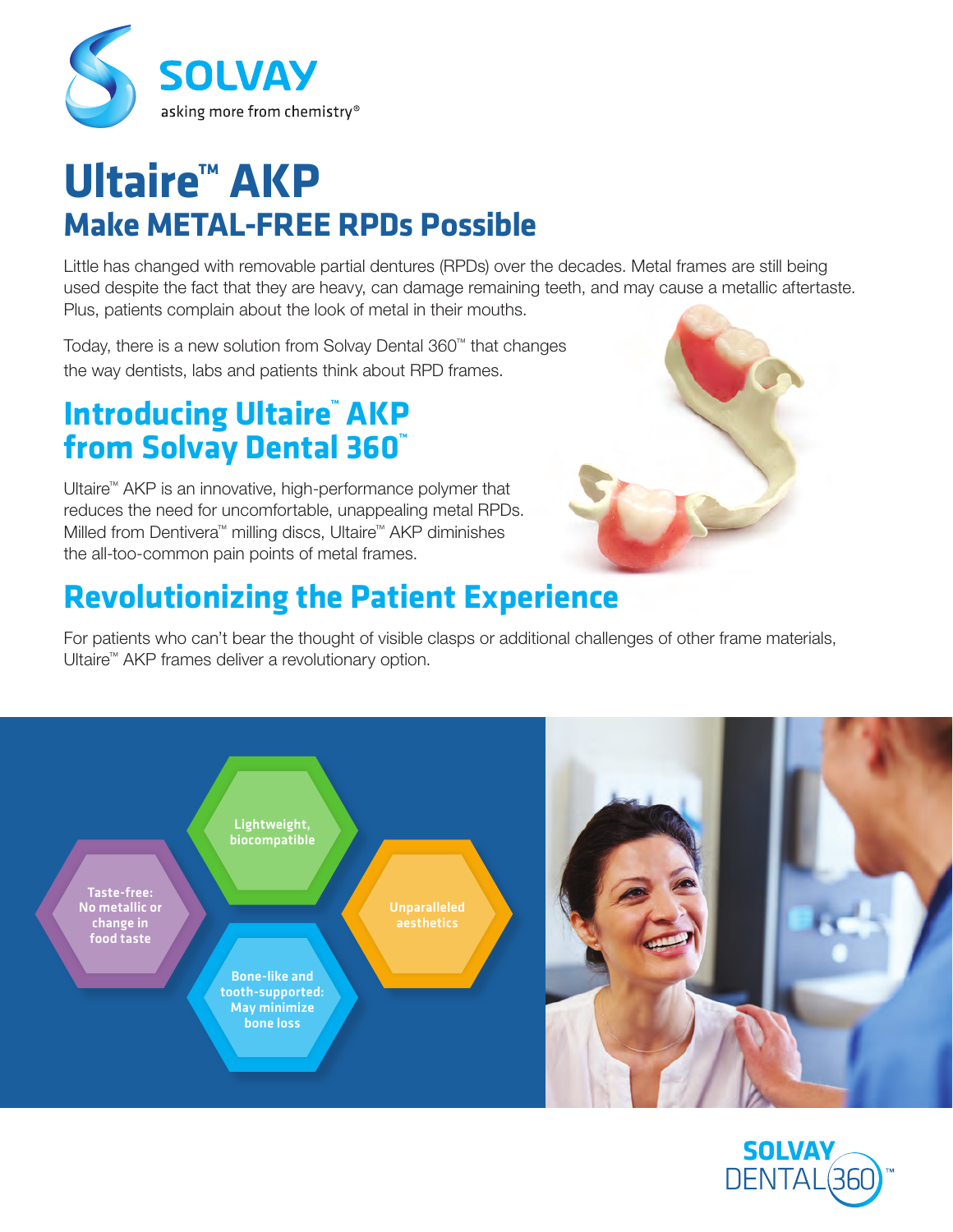SOLVAY

asking more from chemistry®

# Ultaire™ AKP

## Make METAL-FREE RPDs Possible

Little has changed with removable partial dentures (RPDs) over the decades. Metal frames are still being used despite the fact that they are heavy, can damage remaining teeth, and may cause a metallic aftertaste. Plus, patients complain about the look of metal in their mouths.

Today, there is a new solution from Solvay Dental 360™ that changes the way dentists, labs and patients think about RPD frames.

## Introducing Ultaire™ AKP from Solvay Dental 360™

Ultaire™ AKP is an innovative, high-performance polymer that reduces the need for uncomfortable, unappealing metal RPDs. Milled from Dentivera™ milling discs, Ultaire™ AKP diminishes the all-too-common pain points of metal frames.

## Revolutionizing the Patient Experience

For patients who can't bear the thought of visible clasps or additional challenges of other frame materials, Ultaire™ AKP frames deliver a revolutionary option.

- Lightweight, biocompatible
- Taste-free: No metallic or change in food taste
- Unparalleled aesthetics
- Bone-like and tooth-supported: May minimize bone loss

SOLVAY DENTAL 360™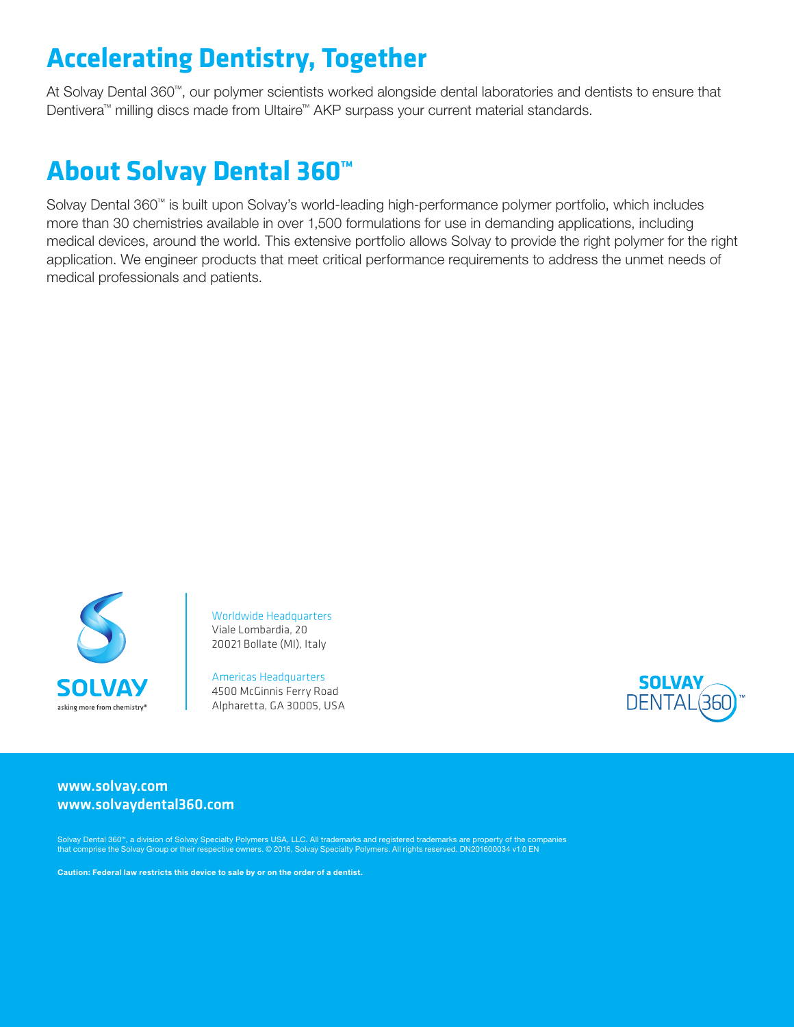## Accelerating Dentistry, Together

At Solvay Dental 360™, our polymer scientists worked alongside dental laboratories and dentists to ensure that Dentivera™ milling discs made from Ultaire™ AKP surpass your current material standards.

## About Solvay Dental 360™

Solvay Dental 360™ is built upon Solvay's world-leading high-performance polymer portfolio, which includes more than 30 chemistries available in over 1,500 formulations for use in demanding applications, including medical devices, around the world. This extensive portfolio allows Solvay to provide the right polymer for the right application. We engineer products that meet critical performance requirements to address the unmet needs of medical professionals and patients.

SOLVAY
asking more from chemistry®

Worldwide Headquarters
Viale Lombardia, 20
20021 Bollate (MI), Italy

Americas Headquarters
4500 McGinnis Ferry Road
Alpharetta, GA 30005, USA

SOLVAY DENTAL 360™

**www.solvay.com**
**www.solvaydental360.com**

Solvay Dental 360™, a division of Solvay Specialty Polymers USA, LLC. All trademarks and registered trademarks are property of the companies that comprise the Solvay Group or their respective owners. © 2016, Solvay Specialty Polymers. All rights reserved. DN201600034 v1.0 EN

**Caution: Federal law restricts this device to sale by or on the order of a dentist.**